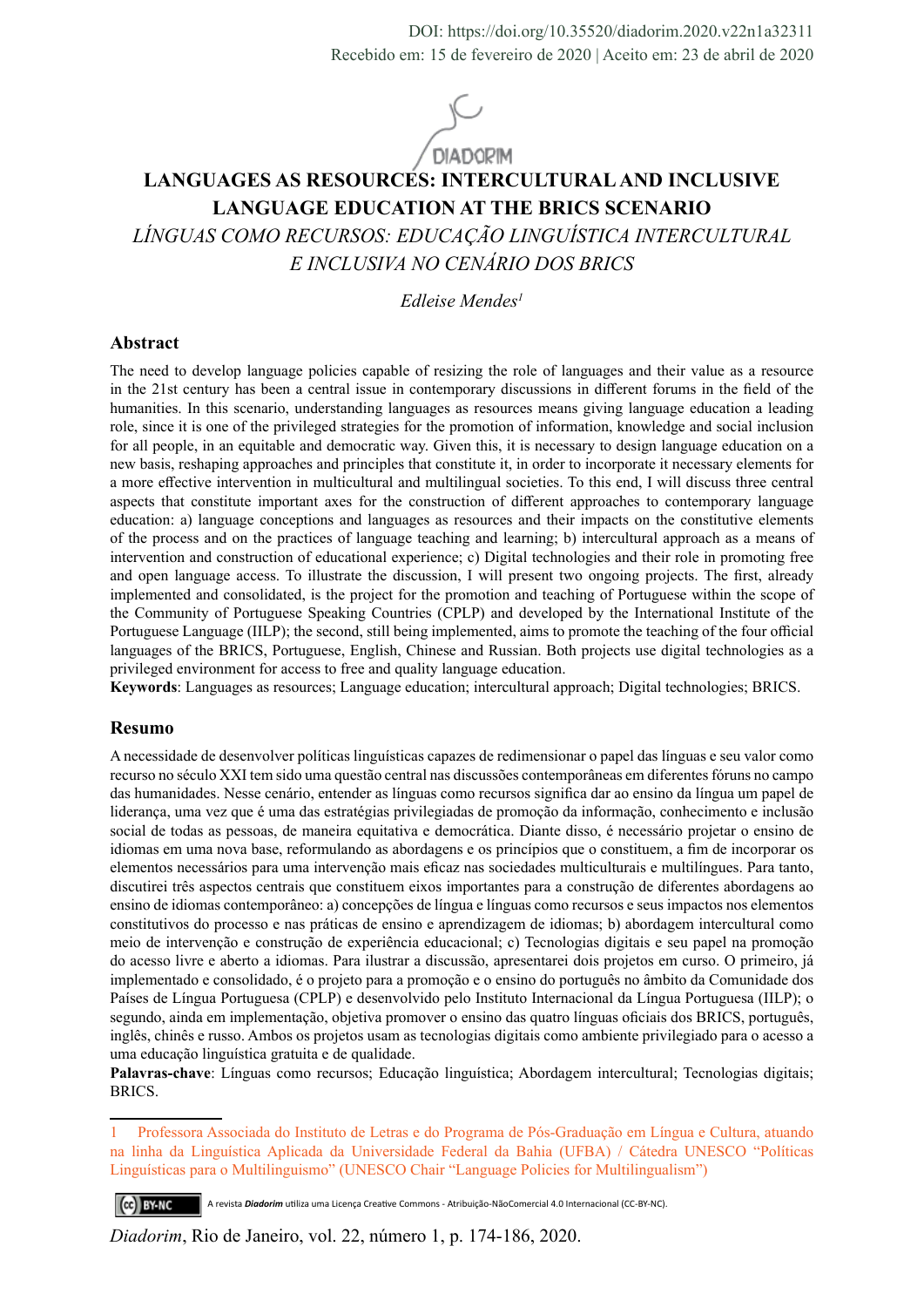DOI: https://doi.org/10.35520/diadorim.2020.v22n1a32311
Recebido em: 15 de fevereiro de 2020 | Aceito em: 23 de abril de 2020

# LANGUAGES AS RESOURCES: INTERCULTURAL AND INCLUSIVE LANGUAGE EDUCATION AT THE BRICS SCENARIO

## *LÍNGUAS COMO RECURSOS: EDUCAÇÃO LINGUÍSTICA INTERCULTURAL E INCLUSIVA NO CENÁRIO DOS BRICS*

*Edleise Mendes*[1]

## Abstract

The need to develop language policies capable of resizing the role of languages and their value as a resource in the 21st century has been a central issue in contemporary discussions in different forums in the field of the humanities. In this scenario, understanding languages as resources means giving language education a leading role, since it is one of the privileged strategies for the promotion of information, knowledge and social inclusion for all people, in an equitable and democratic way. Given this, it is necessary to design language education on a new basis, reshaping approaches and principles that constitute it, in order to incorporate it necessary elements for a more effective intervention in multicultural and multilingual societies. To this end, I will discuss three central aspects that constitute important axes for the construction of different approaches to contemporary language education: a) language conceptions and languages as resources and their impacts on the constitutive elements of the process and on the practices of language teaching and learning; b) intercultural approach as a means of intervention and construction of educational experience; c) Digital technologies and their role in promoting free and open language access. To illustrate the discussion, I will present two ongoing projects. The first, already implemented and consolidated, is the project for the promotion and teaching of Portuguese within the scope of the Community of Portuguese Speaking Countries (CPLP) and developed by the International Institute of the Portuguese Language (IILP); the second, still being implemented, aims to promote the teaching of the four official languages of the BRICS, Portuguese, English, Chinese and Russian. Both projects use digital technologies as a privileged environment for access to free and quality language education.

**Keywords**: Languages as resources; Language education; intercultural approach; Digital technologies; BRICS.

## Resumo

A necessidade de desenvolver políticas linguísticas capazes de redimensionar o papel das línguas e seu valor como recurso no século XXI tem sido uma questão central nas discussões contemporâneas em diferentes fóruns no campo das humanidades. Nesse cenário, entender as línguas como recursos significa dar ao ensino da língua um papel de liderança, uma vez que é uma das estratégias privilegiadas de promoção da informação, conhecimento e inclusão social de todas as pessoas, de maneira equitativa e democrática. Diante disso, é necessário projetar o ensino de idiomas em uma nova base, reformulando as abordagens e os princípios que o constituem, a fim de incorporar os elementos necessários para uma intervenção mais eficaz nas sociedades multiculturais e multilíngues. Para tanto, discutirei três aspectos centrais que constituem eixos importantes para a construção de diferentes abordagens ao ensino de idiomas contemporâneo: a) concepções de língua e línguas como recursos e seus impactos nos elementos constitutivos do processo e nas práticas de ensino e aprendizagem de idiomas; b) abordagem intercultural como meio de intervenção e construção de experiência educacional; c) Tecnologias digitais e seu papel na promoção do acesso livre e aberto a idiomas. Para ilustrar a discussão, apresentarei dois projetos em curso. O primeiro, já implementado e consolidado, é o projeto para a promoção e o ensino do português no âmbito da Comunidade dos Países de Língua Portuguesa (CPLP) e desenvolvido pelo Instituto Internacional da Língua Portuguesa (IILP); o segundo, ainda em implementação, objetiva promover o ensino das quatro línguas oficiais dos BRICS, português, inglês, chinês e russo. Ambos os projetos usam as tecnologias digitais como ambiente privilegiado para o acesso a uma educação linguística gratuita e de qualidade.

**Palavras-chave**: Línguas como recursos; Educação linguística; Abordagem intercultural; Tecnologias digitais; BRICS.

---

1 Professora Associada do Instituto de Letras e do Programa de Pós-Graduação em Língua e Cultura, atuando na linha da Linguística Aplicada da Universidade Federal da Bahia (UFBA) / Cátedra UNESCO "Políticas Linguísticas para o Multilinguismo" (UNESCO Chair "Language Policies for Multilingualism")

A revista *Diadorim* utiliza uma Licença Creative Commons - Atribuição-NãoComercial 4.0 Internacional (CC-BY-NC).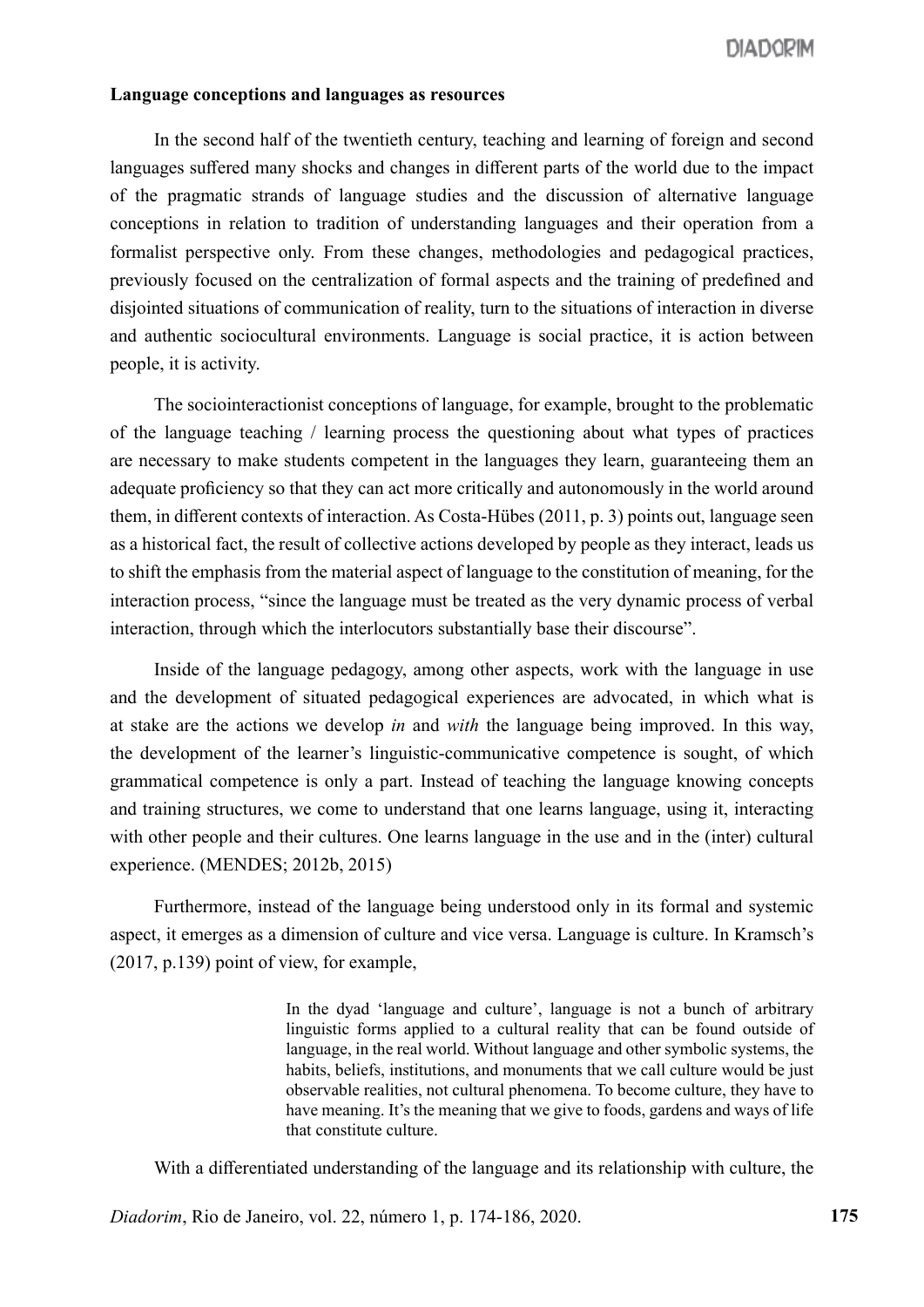**Language conceptions and languages as resources**

In the second half of the twentieth century, teaching and learning of foreign and second languages suffered many shocks and changes in different parts of the world due to the impact of the pragmatic strands of language studies and the discussion of alternative language conceptions in relation to tradition of understanding languages and their operation from a formalist perspective only. From these changes, methodologies and pedagogical practices, previously focused on the centralization of formal aspects and the training of predefined and disjointed situations of communication of reality, turn to the situations of interaction in diverse and authentic sociocultural environments. Language is social practice, it is action between people, it is activity.

The sociointeractionist conceptions of language, for example, brought to the problematic of the language teaching / learning process the questioning about what types of practices are necessary to make students competent in the languages they learn, guaranteeing them an adequate proficiency so that they can act more critically and autonomously in the world around them, in different contexts of interaction. As Costa-Hübes (2011, p. 3) points out, language seen as a historical fact, the result of collective actions developed by people as they interact, leads us to shift the emphasis from the material aspect of language to the constitution of meaning, for the interaction process, "since the language must be treated as the very dynamic process of verbal interaction, through which the interlocutors substantially base their discourse".

Inside of the language pedagogy, among other aspects, work with the language in use and the development of situated pedagogical experiences are advocated, in which what is at stake are the actions we develop *in* and *with* the language being improved. In this way, the development of the learner's linguistic-communicative competence is sought, of which grammatical competence is only a part. Instead of teaching the language knowing concepts and training structures, we come to understand that one learns language, using it, interacting with other people and their cultures. One learns language in the use and in the (inter) cultural experience. (MENDES; 2012b, 2015)

Furthermore, instead of the language being understood only in its formal and systemic aspect, it emerges as a dimension of culture and vice versa. Language is culture. In Kramsch's (2017, p.139) point of view, for example,

> In the dyad 'language and culture', language is not a bunch of arbitrary linguistic forms applied to a cultural reality that can be found outside of language, in the real world. Without language and other symbolic systems, the habits, beliefs, institutions, and monuments that we call culture would be just observable realities, not cultural phenomena. To become culture, they have to have meaning. It's the meaning that we give to foods, gardens and ways of life that constitute culture.

With a differentiated understanding of the language and its relationship with culture, the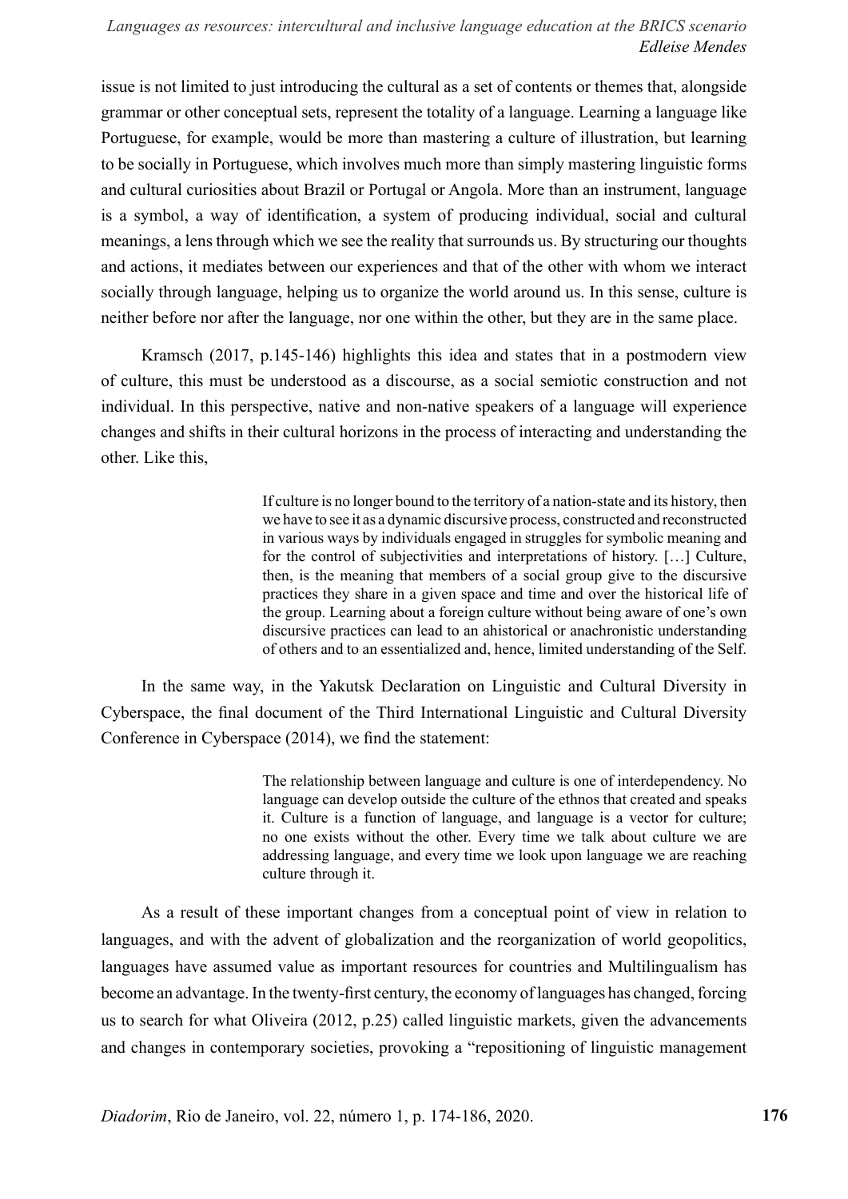issue is not limited to just introducing the cultural as a set of contents or themes that, alongside grammar or other conceptual sets, represent the totality of a language. Learning a language like Portuguese, for example, would be more than mastering a culture of illustration, but learning to be socially in Portuguese, which involves much more than simply mastering linguistic forms and cultural curiosities about Brazil or Portugal or Angola. More than an instrument, language is a symbol, a way of identification, a system of producing individual, social and cultural meanings, a lens through which we see the reality that surrounds us. By structuring our thoughts and actions, it mediates between our experiences and that of the other with whom we interact socially through language, helping us to organize the world around us. In this sense, culture is neither before nor after the language, nor one within the other, but they are in the same place.

Kramsch (2017, p.145-146) highlights this idea and states that in a postmodern view of culture, this must be understood as a discourse, as a social semiotic construction and not individual. In this perspective, native and non-native speakers of a language will experience changes and shifts in their cultural horizons in the process of interacting and understanding the other. Like this,

> If culture is no longer bound to the territory of a nation-state and its history, then we have to see it as a dynamic discursive process, constructed and reconstructed in various ways by individuals engaged in struggles for symbolic meaning and for the control of subjectivities and interpretations of history. […] Culture, then, is the meaning that members of a social group give to the discursive practices they share in a given space and time and over the historical life of the group. Learning about a foreign culture without being aware of one's own discursive practices can lead to an ahistorical or anachronistic understanding of others and to an essentialized and, hence, limited understanding of the Self.

In the same way, in the Yakutsk Declaration on Linguistic and Cultural Diversity in Cyberspace, the final document of the Third International Linguistic and Cultural Diversity Conference in Cyberspace (2014), we find the statement:

> The relationship between language and culture is one of interdependency. No language can develop outside the culture of the ethnos that created and speaks it. Culture is a function of language, and language is a vector for culture; no one exists without the other. Every time we talk about culture we are addressing language, and every time we look upon language we are reaching culture through it.

As a result of these important changes from a conceptual point of view in relation to languages, and with the advent of globalization and the reorganization of world geopolitics, languages have assumed value as important resources for countries and Multilingualism has become an advantage. In the twenty-first century, the economy of languages has changed, forcing us to search for what Oliveira (2012, p.25) called linguistic markets, given the advancements and changes in contemporary societies, provoking a "repositioning of linguistic management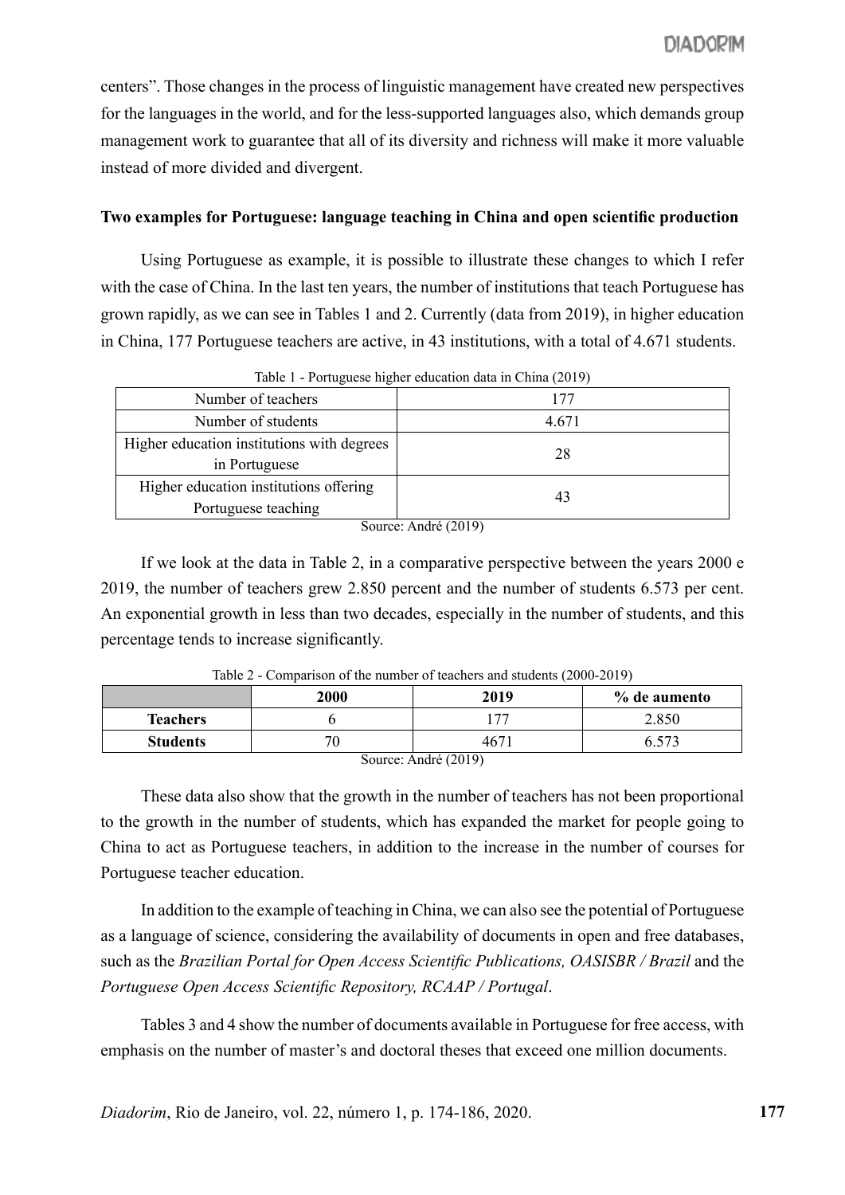centers". Those changes in the process of linguistic management have created new perspectives for the languages in the world, and for the less-supported languages also, which demands group management work to guarantee that all of its diversity and richness will make it more valuable instead of more divided and divergent.

**Two examples for Portuguese: language teaching in China and open scientific production**

Using Portuguese as example, it is possible to illustrate these changes to which I refer with the case of China. In the last ten years, the number of institutions that teach Portuguese has grown rapidly, as we can see in Tables 1 and 2. Currently (data from 2019), in higher education in China, 177 Portuguese teachers are active, in 43 institutions, with a total of 4.671 students.

Table 1 - Portuguese higher education data in China (2019)

| | |
|---|---|
| Number of teachers | 177 |
| Number of students | 4.671 |
| Higher education institutions with degrees in Portuguese | 28 |
| Higher education institutions offering Portuguese teaching | 43 |

Source: André (2019)

If we look at the data in Table 2, in a comparative perspective between the years 2000 e 2019, the number of teachers grew 2.850 percent and the number of students 6.573 per cent. An exponential growth in less than two decades, especially in the number of students, and this percentage tends to increase significantly.

Table 2 - Comparison of the number of teachers and students (2000-2019)

| | 2000 | 2019 | % de aumento |
|---|---|---|---|
| **Teachers** | 6 | 177 | 2.850 |
| **Students** | 70 | 4671 | 6.573 |

Source: André (2019)

These data also show that the growth in the number of teachers has not been proportional to the growth in the number of students, which has expanded the market for people going to China to act as Portuguese teachers, in addition to the increase in the number of courses for Portuguese teacher education.

In addition to the example of teaching in China, we can also see the potential of Portuguese as a language of science, considering the availability of documents in open and free databases, such as the *Brazilian Portal for Open Access Scientific Publications, OASISBR / Brazil* and the *Portuguese Open Access Scientific Repository, RCAAP / Portugal*.

Tables 3 and 4 show the number of documents available in Portuguese for free access, with emphasis on the number of master's and doctoral theses that exceed one million documents.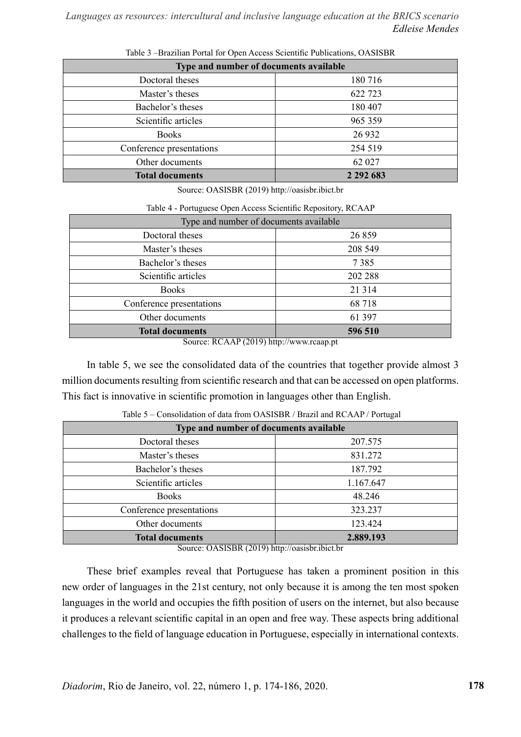Table 3 –Brazilian Portal for Open Access Scientific Publications, OASISBR

| **Type and number of documents available** | |
|---|---|
| Doctoral theses | 180 716 |
| Master's theses | 622 723 |
| Bachelor's theses | 180 407 |
| Scientific articles | 965 359 |
| Books | 26 932 |
| Conference presentations | 254 519 |
| Other documents | 62 027 |
| **Total documents** | **2 292 683** |

Source: OASISBR (2019) http://oasisbr.ibict.br

Table 4 - Portuguese Open Access Scientific Repository, RCAAP

| Type and number of documents available | |
|---|---|
| Doctoral theses | 26 859 |
| Master's theses | 208 549 |
| Bachelor's theses | 7 385 |
| Scientific articles | 202 288 |
| Books | 21 314 |
| Conference presentations | 68 718 |
| Other documents | 61 397 |
| **Total documents** | **596 510** |

Source: RCAAP (2019) http://www.rcaap.pt

In table 5, we see the consolidated data of the countries that together provide almost 3 million documents resulting from scientific research and that can be accessed on open platforms. This fact is innovative in scientific promotion in languages other than English.

Table 5 – Consolidation of data from OASISBR / Brazil and RCAAP / Portugal

| **Type and number of documents available** | |
|---|---|
| Doctoral theses | 207.575 |
| Master's theses | 831.272 |
| Bachelor's theses | 187.792 |
| Scientific articles | 1.167.647 |
| Books | 48.246 |
| Conference presentations | 323.237 |
| Other documents | 123.424 |
| **Total documents** | **2.889.193** |

Source: OASISBR (2019) http://oasisbr.ibict.br

These brief examples reveal that Portuguese has taken a prominent position in this new order of languages in the 21st century, not only because it is among the ten most spoken languages in the world and occupies the fifth position of users on the internet, but also because it produces a relevant scientific capital in an open and free way. These aspects bring additional challenges to the field of language education in Portuguese, especially in international contexts.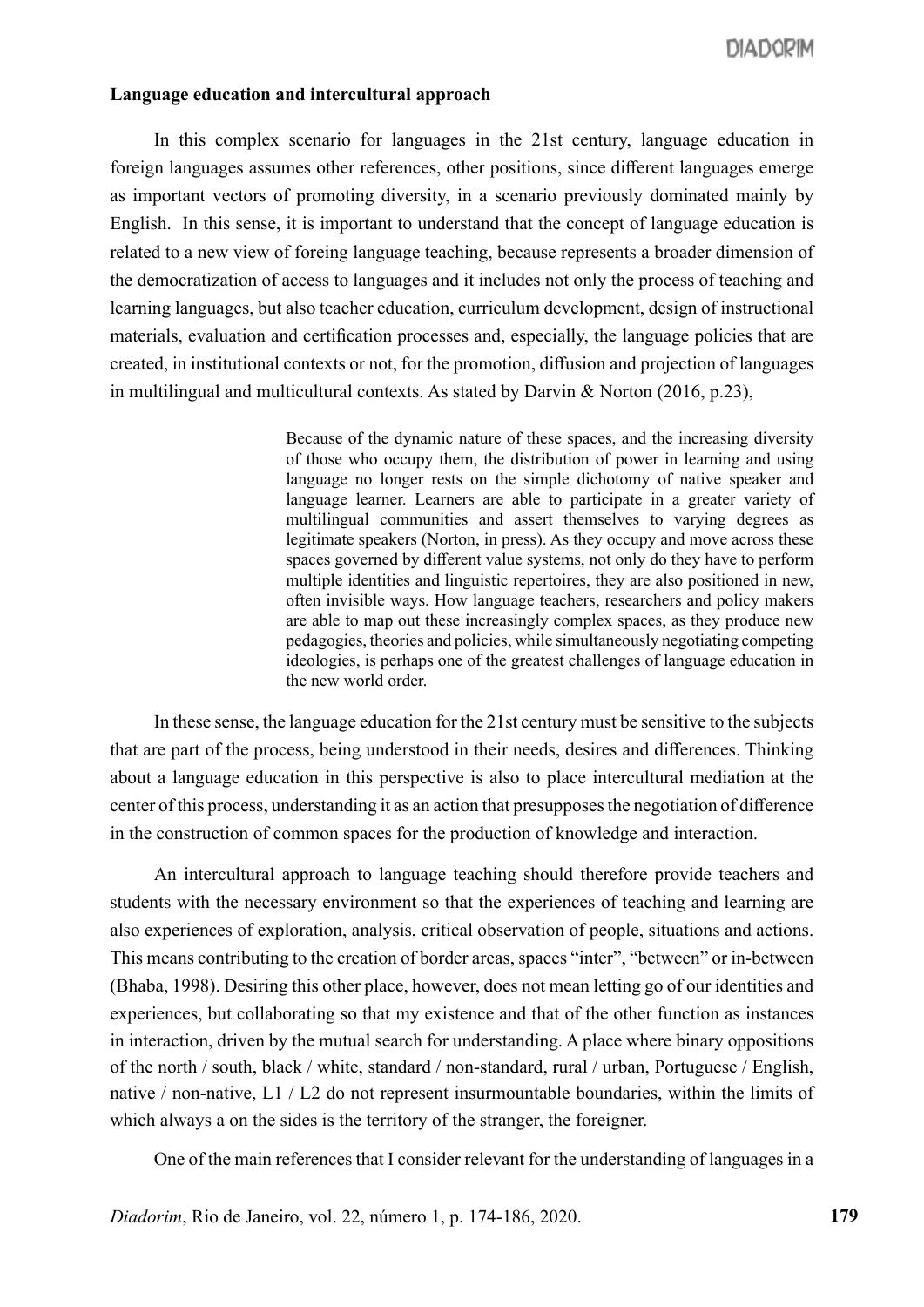**Language education and intercultural approach**

In this complex scenario for languages in the 21st century, language education in foreign languages assumes other references, other positions, since different languages emerge as important vectors of promoting diversity, in a scenario previously dominated mainly by English. In this sense, it is important to understand that the concept of language education is related to a new view of foreing language teaching, because represents a broader dimension of the democratization of access to languages and it includes not only the process of teaching and learning languages, but also teacher education, curriculum development, design of instructional materials, evaluation and certification processes and, especially, the language policies that are created, in institutional contexts or not, for the promotion, diffusion and projection of languages in multilingual and multicultural contexts. As stated by Darvin & Norton (2016, p.23),

> Because of the dynamic nature of these spaces, and the increasing diversity of those who occupy them, the distribution of power in learning and using language no longer rests on the simple dichotomy of native speaker and language learner. Learners are able to participate in a greater variety of multilingual communities and assert themselves to varying degrees as legitimate speakers (Norton, in press). As they occupy and move across these spaces governed by different value systems, not only do they have to perform multiple identities and linguistic repertoires, they are also positioned in new, often invisible ways. How language teachers, researchers and policy makers are able to map out these increasingly complex spaces, as they produce new pedagogies, theories and policies, while simultaneously negotiating competing ideologies, is perhaps one of the greatest challenges of language education in the new world order.

In these sense, the language education for the 21st century must be sensitive to the subjects that are part of the process, being understood in their needs, desires and differences. Thinking about a language education in this perspective is also to place intercultural mediation at the center of this process, understanding it as an action that presupposes the negotiation of difference in the construction of common spaces for the production of knowledge and interaction.

An intercultural approach to language teaching should therefore provide teachers and students with the necessary environment so that the experiences of teaching and learning are also experiences of exploration, analysis, critical observation of people, situations and actions. This means contributing to the creation of border areas, spaces "inter", "between" or in-between (Bhaba, 1998). Desiring this other place, however, does not mean letting go of our identities and experiences, but collaborating so that my existence and that of the other function as instances in interaction, driven by the mutual search for understanding. A place where binary oppositions of the north / south, black / white, standard / non-standard, rural / urban, Portuguese / English, native / non-native, L1 / L2 do not represent insurmountable boundaries, within the limits of which always a on the sides is the territory of the stranger, the foreigner.

One of the main references that I consider relevant for the understanding of languages in a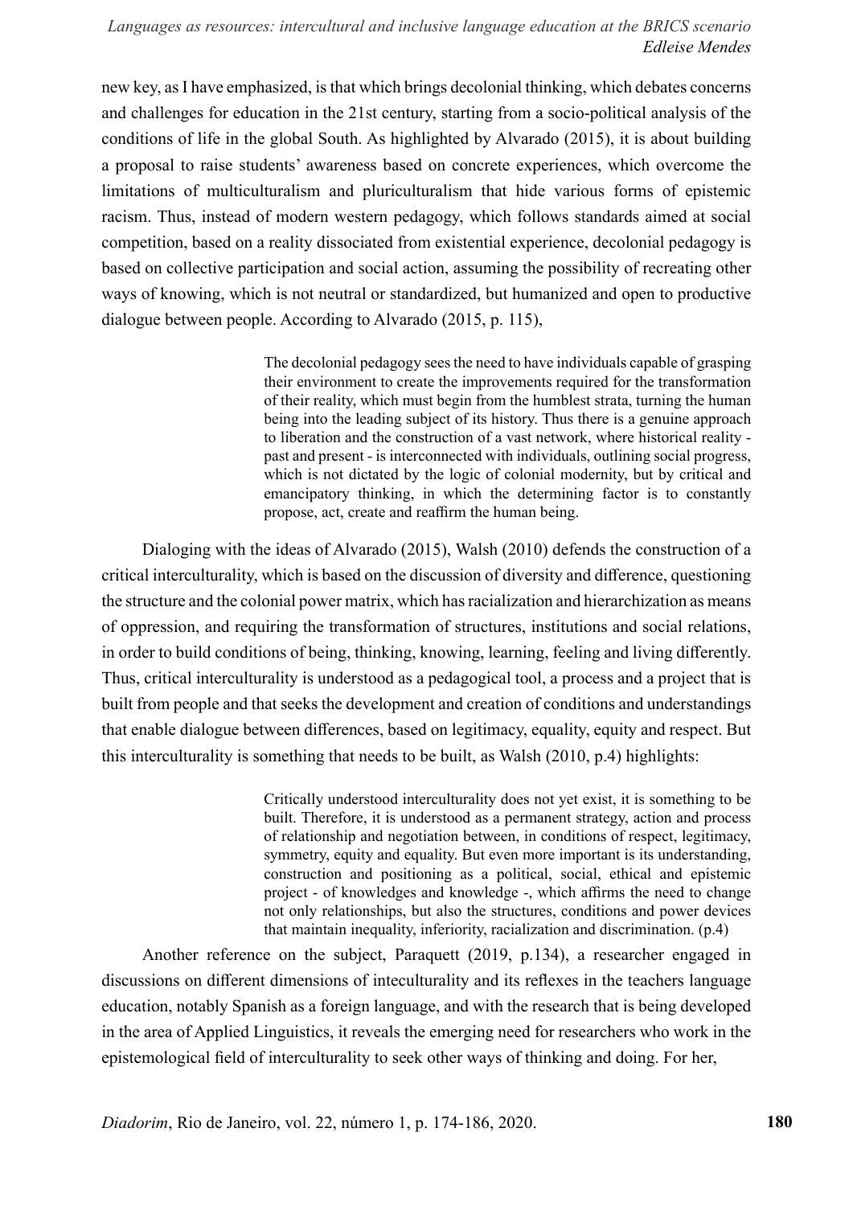new key, as I have emphasized, is that which brings decolonial thinking, which debates concerns and challenges for education in the 21st century, starting from a socio-political analysis of the conditions of life in the global South. As highlighted by Alvarado (2015), it is about building a proposal to raise students' awareness based on concrete experiences, which overcome the limitations of multiculturalism and pluriculturalism that hide various forms of epistemic racism. Thus, instead of modern western pedagogy, which follows standards aimed at social competition, based on a reality dissociated from existential experience, decolonial pedagogy is based on collective participation and social action, assuming the possibility of recreating other ways of knowing, which is not neutral or standardized, but humanized and open to productive dialogue between people. According to Alvarado (2015, p. 115),

> The decolonial pedagogy sees the need to have individuals capable of grasping their environment to create the improvements required for the transformation of their reality, which must begin from the humblest strata, turning the human being into the leading subject of its history. Thus there is a genuine approach to liberation and the construction of a vast network, where historical reality - past and present - is interconnected with individuals, outlining social progress, which is not dictated by the logic of colonial modernity, but by critical and emancipatory thinking, in which the determining factor is to constantly propose, act, create and reaffirm the human being.

Dialoging with the ideas of Alvarado (2015), Walsh (2010) defends the construction of a critical interculturality, which is based on the discussion of diversity and difference, questioning the structure and the colonial power matrix, which has racialization and hierarchization as means of oppression, and requiring the transformation of structures, institutions and social relations, in order to build conditions of being, thinking, knowing, learning, feeling and living differently. Thus, critical interculturality is understood as a pedagogical tool, a process and a project that is built from people and that seeks the development and creation of conditions and understandings that enable dialogue between differences, based on legitimacy, equality, equity and respect. But this interculturality is something that needs to be built, as Walsh (2010, p.4) highlights:

> Critically understood interculturality does not yet exist, it is something to be built. Therefore, it is understood as a permanent strategy, action and process of relationship and negotiation between, in conditions of respect, legitimacy, symmetry, equity and equality. But even more important is its understanding, construction and positioning as a political, social, ethical and epistemic project - of knowledges and knowledge -, which affirms the need to change not only relationships, but also the structures, conditions and power devices that maintain inequality, inferiority, racialization and discrimination. (p.4)

Another reference on the subject, Paraquett (2019, p.134), a researcher engaged in discussions on different dimensions of inteculturality and its reflexes in the teachers language education, notably Spanish as a foreign language, and with the research that is being developed in the area of Applied Linguistics, it reveals the emerging need for researchers who work in the epistemological field of interculturality to seek other ways of thinking and doing. For her,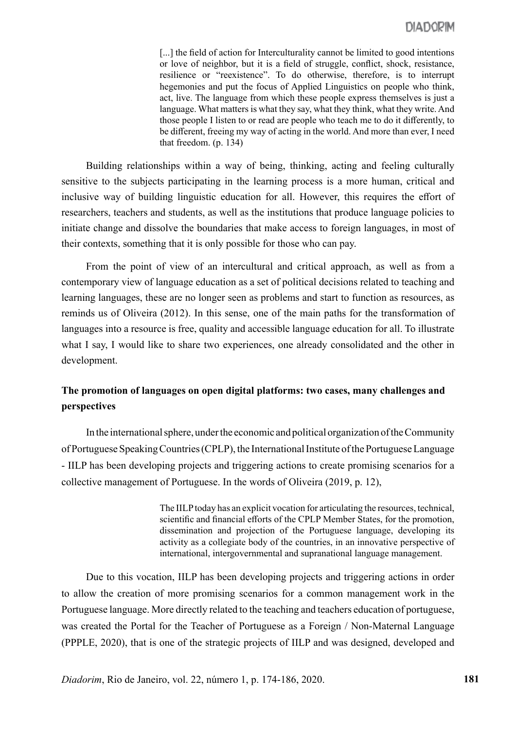> [...] the field of action for Interculturality cannot be limited to good intentions or love of neighbor, but it is a field of struggle, conflict, shock, resistance, resilience or "reexistence". To do otherwise, therefore, is to interrupt hegemonies and put the focus of Applied Linguistics on people who think, act, live. The language from which these people express themselves is just a language. What matters is what they say, what they think, what they write. And those people I listen to or read are people who teach me to do it differently, to be different, freeing my way of acting in the world. And more than ever, I need that freedom. (p. 134)

Building relationships within a way of being, thinking, acting and feeling culturally sensitive to the subjects participating in the learning process is a more human, critical and inclusive way of building linguistic education for all. However, this requires the effort of researchers, teachers and students, as well as the institutions that produce language policies to initiate change and dissolve the boundaries that make access to foreign languages, in most of their contexts, something that it is only possible for those who can pay.

From the point of view of an intercultural and critical approach, as well as from a contemporary view of language education as a set of political decisions related to teaching and learning languages, these are no longer seen as problems and start to function as resources, as reminds us of Oliveira (2012). In this sense, one of the main paths for the transformation of languages into a resource is free, quality and accessible language education for all. To illustrate what I say, I would like to share two experiences, one already consolidated and the other in development.

## The promotion of languages on open digital platforms: two cases, many challenges and perspectives

In the international sphere, under the economic and political organization of the Community of Portuguese Speaking Countries (CPLP), the International Institute of the Portuguese Language - IILP has been developing projects and triggering actions to create promising scenarios for a collective management of Portuguese. In the words of Oliveira (2019, p. 12),

> The IILP today has an explicit vocation for articulating the resources, technical, scientific and financial efforts of the CPLP Member States, for the promotion, dissemination and projection of the Portuguese language, developing its activity as a collegiate body of the countries, in an innovative perspective of international, intergovernmental and supranational language management.

Due to this vocation, IILP has been developing projects and triggering actions in order to allow the creation of more promising scenarios for a common management work in the Portuguese language. More directly related to the teaching and teachers education of portuguese, was created the Portal for the Teacher of Portuguese as a Foreign / Non-Maternal Language (PPPLE, 2020), that is one of the strategic projects of IILP and was designed, developed and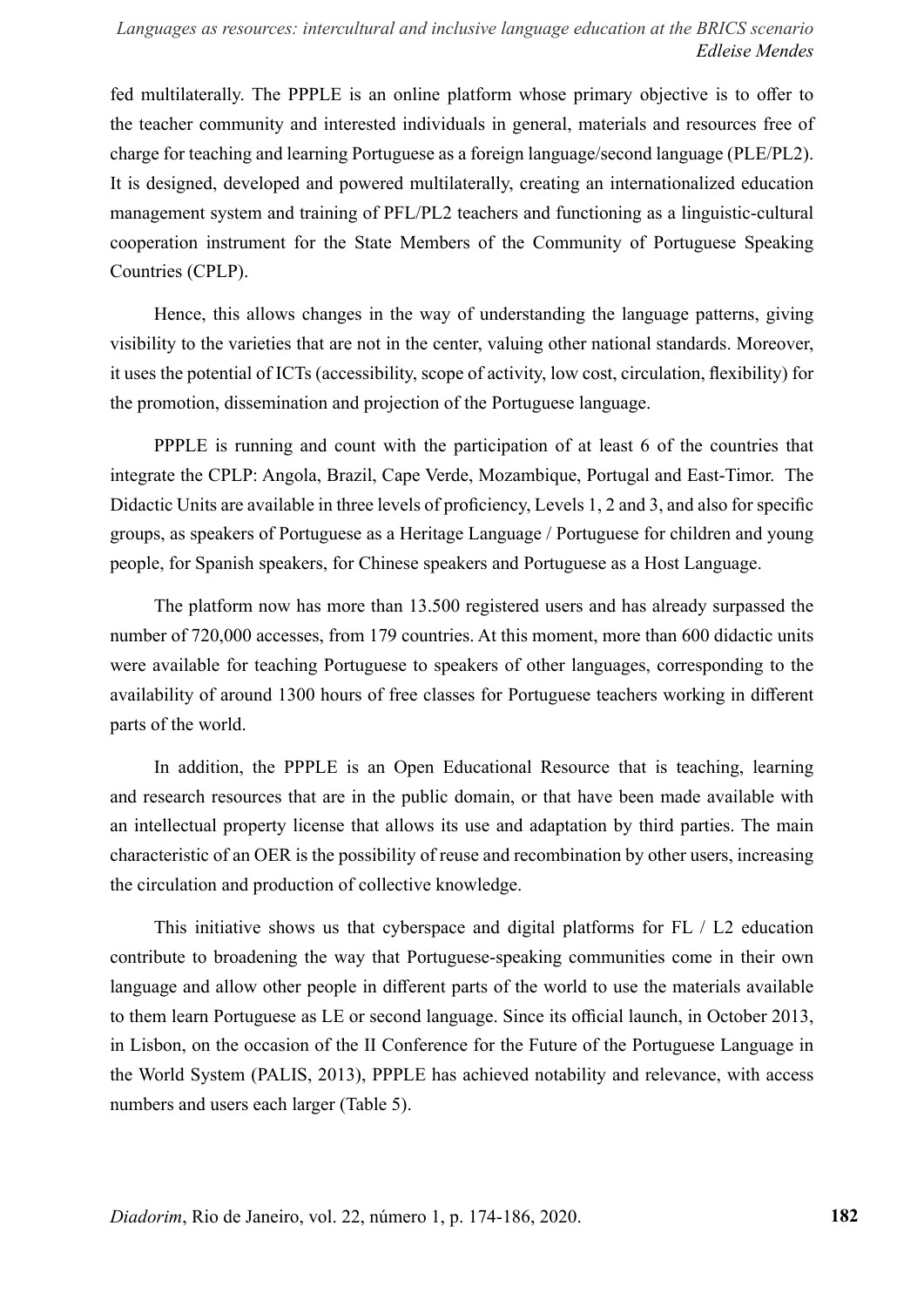fed multilaterally. The PPPLE is an online platform whose primary objective is to offer to the teacher community and interested individuals in general, materials and resources free of charge for teaching and learning Portuguese as a foreign language/second language (PLE/PL2). It is designed, developed and powered multilaterally, creating an internationalized education management system and training of PFL/PL2 teachers and functioning as a linguistic-cultural cooperation instrument for the State Members of the Community of Portuguese Speaking Countries (CPLP).

Hence, this allows changes in the way of understanding the language patterns, giving visibility to the varieties that are not in the center, valuing other national standards. Moreover, it uses the potential of ICTs (accessibility, scope of activity, low cost, circulation, flexibility) for the promotion, dissemination and projection of the Portuguese language.

PPPLE is running and count with the participation of at least 6 of the countries that integrate the CPLP: Angola, Brazil, Cape Verde, Mozambique, Portugal and East-Timor. The Didactic Units are available in three levels of proficiency, Levels 1, 2 and 3, and also for specific groups, as speakers of Portuguese as a Heritage Language / Portuguese for children and young people, for Spanish speakers, for Chinese speakers and Portuguese as a Host Language.

The platform now has more than 13.500 registered users and has already surpassed the number of 720,000 accesses, from 179 countries. At this moment, more than 600 didactic units were available for teaching Portuguese to speakers of other languages, corresponding to the availability of around 1300 hours of free classes for Portuguese teachers working in different parts of the world.

In addition, the PPPLE is an Open Educational Resource that is teaching, learning and research resources that are in the public domain, or that have been made available with an intellectual property license that allows its use and adaptation by third parties. The main characteristic of an OER is the possibility of reuse and recombination by other users, increasing the circulation and production of collective knowledge.

This initiative shows us that cyberspace and digital platforms for FL / L2 education contribute to broadening the way that Portuguese-speaking communities come in their own language and allow other people in different parts of the world to use the materials available to them learn Portuguese as LE or second language. Since its official launch, in October 2013, in Lisbon, on the occasion of the II Conference for the Future of the Portuguese Language in the World System (PALIS, 2013), PPPLE has achieved notability and relevance, with access numbers and users each larger (Table 5).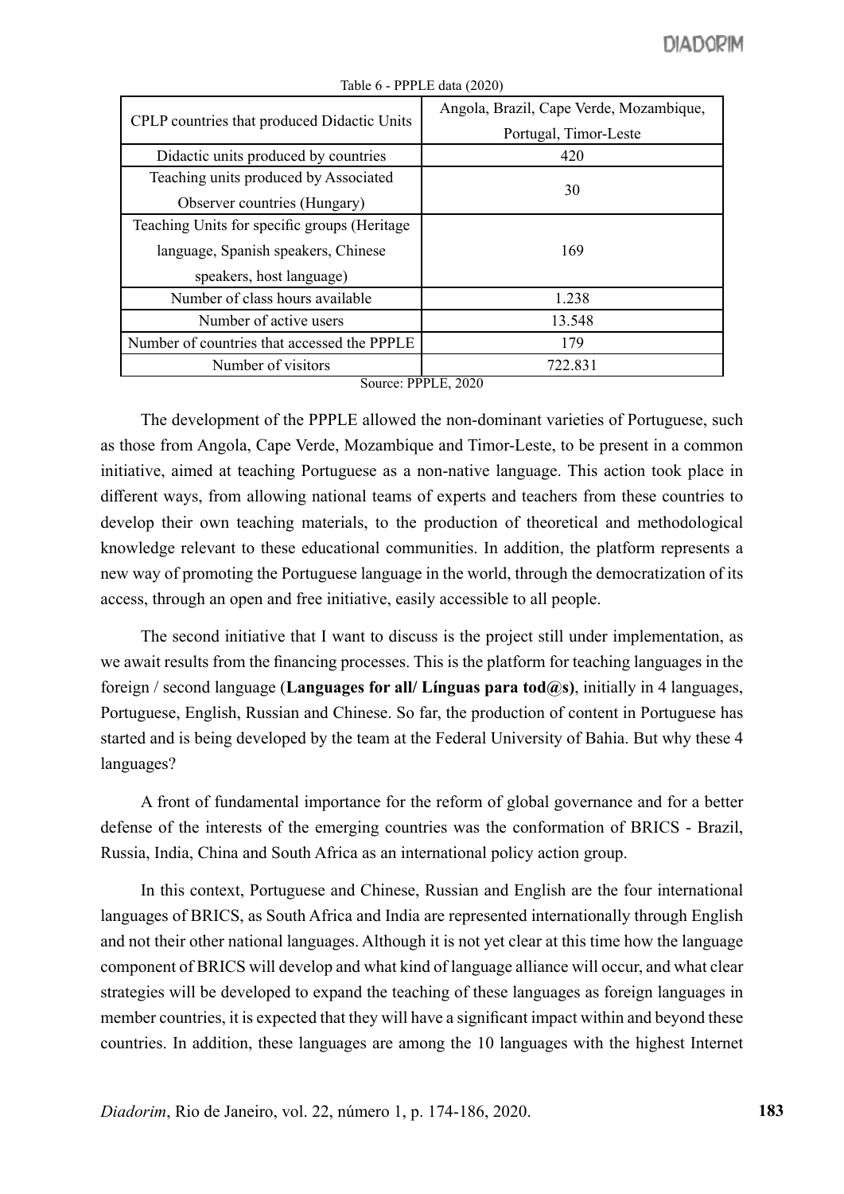Table 6 - PPPLE data (2020)

| CPLP countries that produced Didactic Units | Angola, Brazil, Cape Verde, Mozambique, Portugal, Timor-Leste |
|---|---|
| Didactic units produced by countries | 420 |
| Teaching units produced by Associated Observer countries (Hungary) | 30 |
| Teaching Units for specific groups (Heritage language, Spanish speakers, Chinese speakers, host language) | 169 |
| Number of class hours available | 1.238 |
| Number of active users | 13.548 |
| Number of countries that accessed the PPPLE | 179 |
| Number of visitors | 722.831 |

Source: PPPLE, 2020

The development of the PPPLE allowed the non-dominant varieties of Portuguese, such as those from Angola, Cape Verde, Mozambique and Timor-Leste, to be present in a common initiative, aimed at teaching Portuguese as a non-native language. This action took place in different ways, from allowing national teams of experts and teachers from these countries to develop their own teaching materials, to the production of theoretical and methodological knowledge relevant to these educational communities. In addition, the platform represents a new way of promoting the Portuguese language in the world, through the democratization of its access, through an open and free initiative, easily accessible to all people.

The second initiative that I want to discuss is the project still under implementation, as we await results from the financing processes. This is the platform for teaching languages in the foreign / second language (**Languages for all/ Línguas para tod@s)**, initially in 4 languages, Portuguese, English, Russian and Chinese. So far, the production of content in Portuguese has started and is being developed by the team at the Federal University of Bahia. But why these 4 languages?

A front of fundamental importance for the reform of global governance and for a better defense of the interests of the emerging countries was the conformation of BRICS - Brazil, Russia, India, China and South Africa as an international policy action group.

In this context, Portuguese and Chinese, Russian and English are the four international languages of BRICS, as South Africa and India are represented internationally through English and not their other national languages. Although it is not yet clear at this time how the language component of BRICS will develop and what kind of language alliance will occur, and what clear strategies will be developed to expand the teaching of these languages as foreign languages in member countries, it is expected that they will have a significant impact within and beyond these countries. In addition, these languages are among the 10 languages with the highest Internet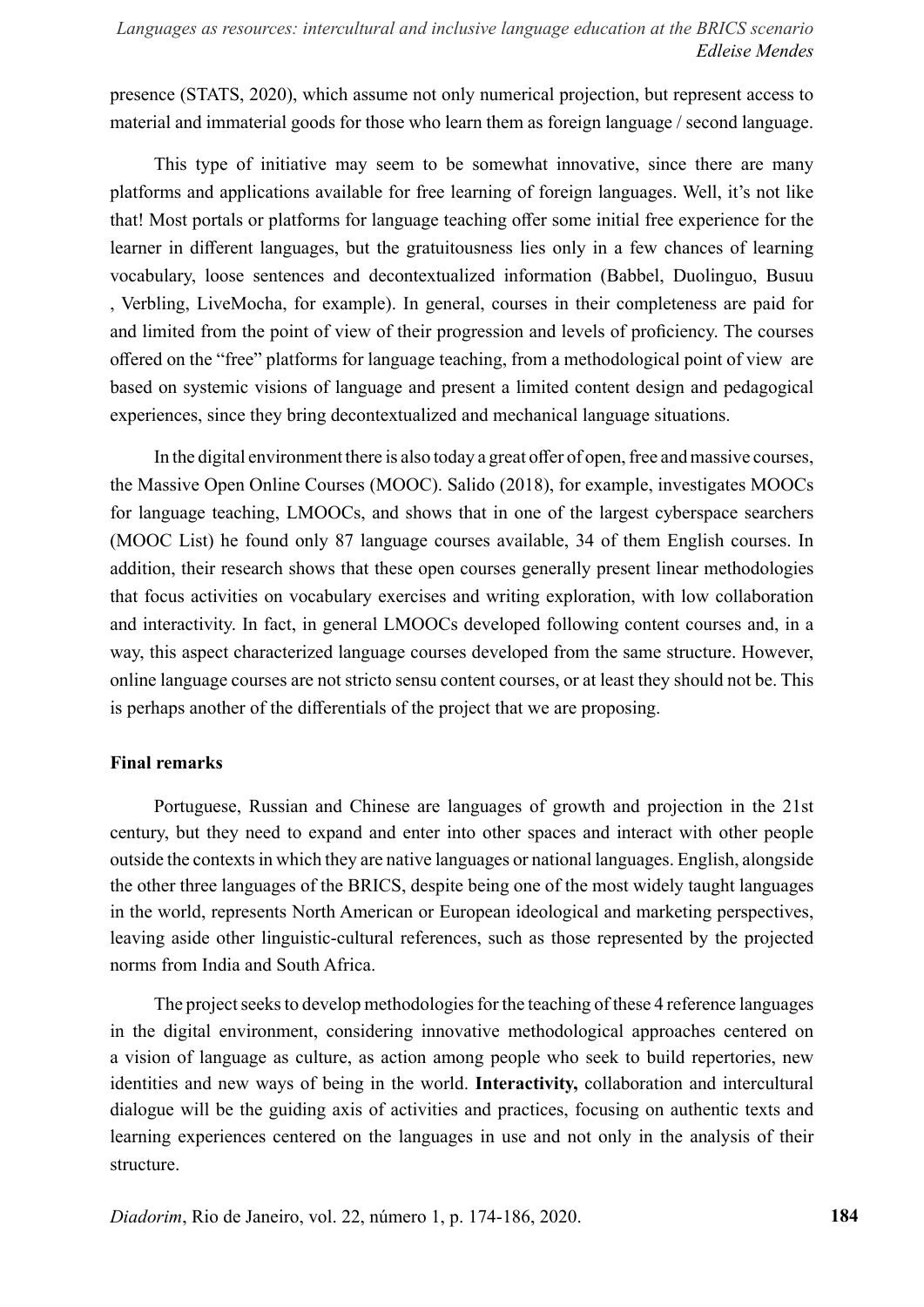presence (STATS, 2020), which assume not only numerical projection, but represent access to material and immaterial goods for those who learn them as foreign language / second language.

This type of initiative may seem to be somewhat innovative, since there are many platforms and applications available for free learning of foreign languages. Well, it's not like that! Most portals or platforms for language teaching offer some initial free experience for the learner in different languages, but the gratuitousness lies only in a few chances of learning vocabulary, loose sentences and decontextualized information (Babbel, Duolinguo, Busuu , Verbling, LiveMocha, for example). In general, courses in their completeness are paid for and limited from the point of view of their progression and levels of proficiency. The courses offered on the "free" platforms for language teaching, from a methodological point of view are based on systemic visions of language and present a limited content design and pedagogical experiences, since they bring decontextualized and mechanical language situations.

In the digital environment there is also today a great offer of open, free and massive courses, the Massive Open Online Courses (MOOC). Salido (2018), for example, investigates MOOCs for language teaching, LMOOCs, and shows that in one of the largest cyberspace searchers (MOOC List) he found only 87 language courses available, 34 of them English courses. In addition, their research shows that these open courses generally present linear methodologies that focus activities on vocabulary exercises and writing exploration, with low collaboration and interactivity. In fact, in general LMOOCs developed following content courses and, in a way, this aspect characterized language courses developed from the same structure. However, online language courses are not stricto sensu content courses, or at least they should not be. This is perhaps another of the differentials of the project that we are proposing.

## Final remarks

Portuguese, Russian and Chinese are languages of growth and projection in the 21st century, but they need to expand and enter into other spaces and interact with other people outside the contexts in which they are native languages or national languages. English, alongside the other three languages of the BRICS, despite being one of the most widely taught languages in the world, represents North American or European ideological and marketing perspectives, leaving aside other linguistic-cultural references, such as those represented by the projected norms from India and South Africa.

The project seeks to develop methodologies for the teaching of these 4 reference languages in the digital environment, considering innovative methodological approaches centered on a vision of language as culture, as action among people who seek to build repertories, new identities and new ways of being in the world. **Interactivity,** collaboration and intercultural dialogue will be the guiding axis of activities and practices, focusing on authentic texts and learning experiences centered on the languages in use and not only in the analysis of their structure.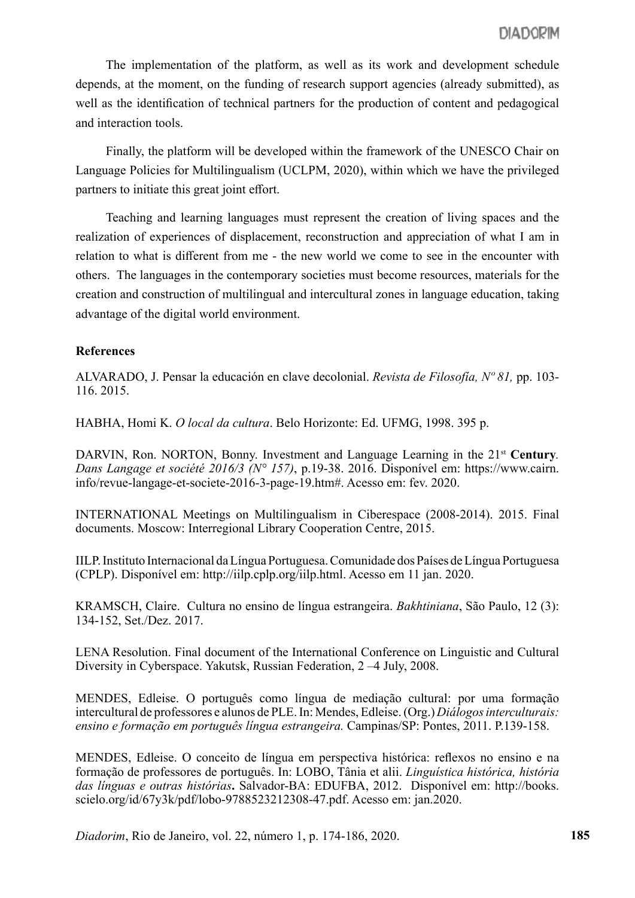The implementation of the platform, as well as its work and development schedule depends, at the moment, on the funding of research support agencies (already submitted), as well as the identification of technical partners for the production of content and pedagogical and interaction tools.

Finally, the platform will be developed within the framework of the UNESCO Chair on Language Policies for Multilingualism (UCLPM, 2020), within which we have the privileged partners to initiate this great joint effort.

Teaching and learning languages must represent the creation of living spaces and the realization of experiences of displacement, reconstruction and appreciation of what I am in relation to what is different from me - the new world we come to see in the encounter with others. The languages in the contemporary societies must become resources, materials for the creation and construction of multilingual and intercultural zones in language education, taking advantage of the digital world environment.

**References**

ALVARADO, J. Pensar la educación en clave decolonial. *Revista de Filosofía, Nº 81,* pp. 103-116. 2015.

HABHA, Homi K. *O local da cultura*. Belo Horizonte: Ed. UFMG, 1998. 395 p.

DARVIN, Ron. NORTON, Bonny. Investment and Language Learning in the 21st **Century**. *Dans Langage et société 2016/3 (N° 157)*, p.19-38. 2016. Disponível em: https://www.cairn.info/revue-langage-et-societe-2016-3-page-19.htm#. Acesso em: fev. 2020.

INTERNATIONAL Meetings on Multilingualism in Ciberespace (2008-2014). 2015. Final documents. Moscow: Interregional Library Cooperation Centre, 2015.

IILP. Instituto Internacional da Língua Portuguesa. Comunidade dos Países de Língua Portuguesa (CPLP). Disponível em: http://iilp.cplp.org/iilp.html. Acesso em 11 jan. 2020.

KRAMSCH, Claire. Cultura no ensino de língua estrangeira. *Bakhtiniana*, São Paulo, 12 (3): 134-152, Set./Dez. 2017.

LENA Resolution. Final document of the International Conference on Linguistic and Cultural Diversity in Cyberspace. Yakutsk, Russian Federation, 2 –4 July, 2008.

MENDES, Edleise. O português como língua de mediação cultural: por uma formação intercultural de professores e alunos de PLE. In: Mendes, Edleise. (Org.) *Diálogos interculturais: ensino e formação em português língua estrangeira.* Campinas/SP: Pontes, 2011. P.139-158.

MENDES, Edleise. O conceito de língua em perspectiva histórica: reflexos no ensino e na formação de professores de português. In: LOBO, Tânia et alii. *Linguística histórica, história das línguas e outras histórias***.** Salvador-BA: EDUFBA, 2012. Disponível em: http://books.scielo.org/id/67y3k/pdf/lobo-9788523212308-47.pdf. Acesso em: jan.2020.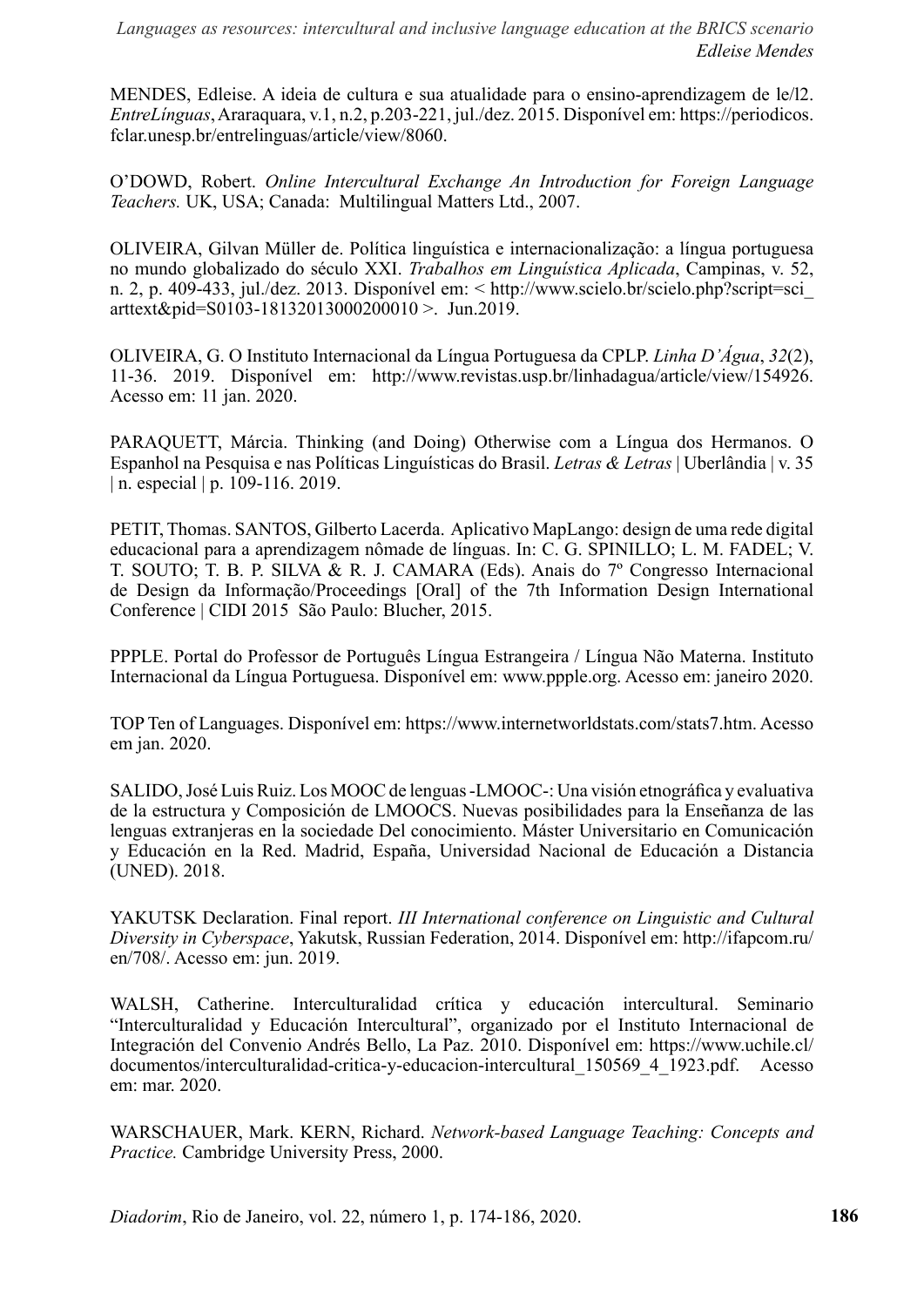MENDES, Edleise. A ideia de cultura e sua atualidade para o ensino-aprendizagem de le/l2. *EntreLínguas*, Araraquara, v.1, n.2, p.203-221, jul./dez. 2015. Disponível em: https://periodicos.fclar.unesp.br/entrelinguas/article/view/8060.

O'DOWD, Robert. *Online Intercultural Exchange An Introduction for Foreign Language Teachers.* UK, USA; Canada: Multilingual Matters Ltd., 2007.

OLIVEIRA, Gilvan Müller de. Política linguística e internacionalização: a língua portuguesa no mundo globalizado do século XXI. *Trabalhos em Linguística Aplicada*, Campinas, v. 52, n. 2, p. 409-433, jul./dez. 2013. Disponível em: < http://www.scielo.br/scielo.php?script=sci_arttext&pid=S0103-18132013000200010 >. Jun.2019.

OLIVEIRA, G. O Instituto Internacional da Língua Portuguesa da CPLP. *Linha D'Água*, *32*(2), 11-36. 2019. Disponível em: http://www.revistas.usp.br/linhadagua/article/view/154926. Acesso em: 11 jan. 2020.

PARAQUETT, Márcia. Thinking (and Doing) Otherwise com a Língua dos Hermanos. O Espanhol na Pesquisa e nas Políticas Linguísticas do Brasil. *Letras & Letras* | Uberlândia | v. 35 | n. especial | p. 109-116. 2019.

PETIT, Thomas. SANTOS, Gilberto Lacerda. Aplicativo MapLango: design de uma rede digital educacional para a aprendizagem nômade de línguas. In: C. G. SPINILLO; L. M. FADEL; V. T. SOUTO; T. B. P. SILVA & R. J. CAMARA (Eds). Anais do 7º Congresso Internacional de Design da Informação/Proceedings [Oral] of the 7th Information Design International Conference | CIDI 2015 São Paulo: Blucher, 2015.

PPPLE. Portal do Professor de Português Língua Estrangeira / Língua Não Materna. Instituto Internacional da Língua Portuguesa. Disponível em: www.ppple.org. Acesso em: janeiro 2020.

TOP Ten of Languages. Disponível em: https://www.internetworldstats.com/stats7.htm. Acesso em jan. 2020.

SALIDO, José Luis Ruiz. Los MOOC de lenguas -LMOOC-: Una visión etnográfica y evaluativa de la estructura y Composición de LMOOCS. Nuevas posibilidades para la Enseñanza de las lenguas extranjeras en la sociedade Del conocimiento. Máster Universitario en Comunicación y Educación en la Red. Madrid, España, Universidad Nacional de Educación a Distancia (UNED). 2018.

YAKUTSK Declaration. Final report. *III International conference on Linguistic and Cultural Diversity in Cyberspace*, Yakutsk, Russian Federation, 2014. Disponível em: http://ifapcom.ru/en/708/. Acesso em: jun. 2019.

WALSH, Catherine. Interculturalidad crítica y educación intercultural. Seminario "Interculturalidad y Educación Intercultural", organizado por el Instituto Internacional de Integración del Convenio Andrés Bello, La Paz. 2010. Disponível em: https://www.uchile.cl/documentos/interculturalidad-critica-y-educacion-intercultural_150569_4_1923.pdf. Acesso em: mar. 2020.

WARSCHAUER, Mark. KERN, Richard. *Network-based Language Teaching: Concepts and Practice.* Cambridge University Press, 2000.